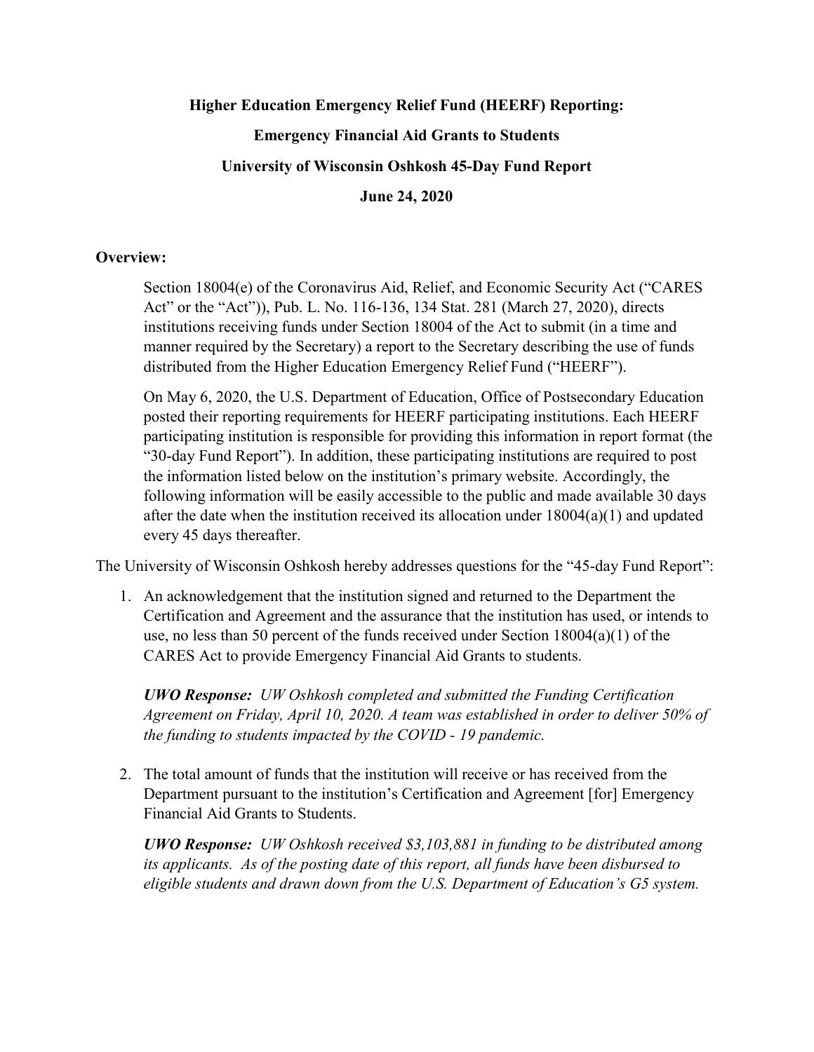**Higher Education Emergency Relief Fund (HEERF) Reporting:**

**Emergency Financial Aid Grants to Students**

**University of Wisconsin Oshkosh 45-Day Fund Report**

**June 24, 2020**

## Overview:

Section 18004(e) of the Coronavirus Aid, Relief, and Economic Security Act ("CARES Act" or the "Act")), Pub. L. No. 116-136, 134 Stat. 281 (March 27, 2020), directs institutions receiving funds under Section 18004 of the Act to submit (in a time and manner required by the Secretary) a report to the Secretary describing the use of funds distributed from the Higher Education Emergency Relief Fund ("HEERF").

On May 6, 2020, the U.S. Department of Education, Office of Postsecondary Education posted their reporting requirements for HEERF participating institutions. Each HEERF participating institution is responsible for providing this information in report format (the "30-day Fund Report"). In addition, these participating institutions are required to post the information listed below on the institution's primary website. Accordingly, the following information will be easily accessible to the public and made available 30 days after the date when the institution received its allocation under 18004(a)(1) and updated every 45 days thereafter.

The University of Wisconsin Oshkosh hereby addresses questions for the "45-day Fund Report":

1. An acknowledgement that the institution signed and returned to the Department the Certification and Agreement and the assurance that the institution has used, or intends to use, no less than 50 percent of the funds received under Section 18004(a)(1) of the CARES Act to provide Emergency Financial Aid Grants to students.

   ***UWO Response:*** *UW Oshkosh completed and submitted the Funding Certification Agreement on Friday, April 10, 2020. A team was established in order to deliver 50% of the funding to students impacted by the COVID - 19 pandemic.*

2. The total amount of funds that the institution will receive or has received from the Department pursuant to the institution's Certification and Agreement [for] Emergency Financial Aid Grants to Students.

   ***UWO Response:*** *UW Oshkosh received $3,103,881 in funding to be distributed among its applicants. As of the posting date of this report, all funds have been disbursed to eligible students and drawn down from the U.S. Department of Education's G5 system.*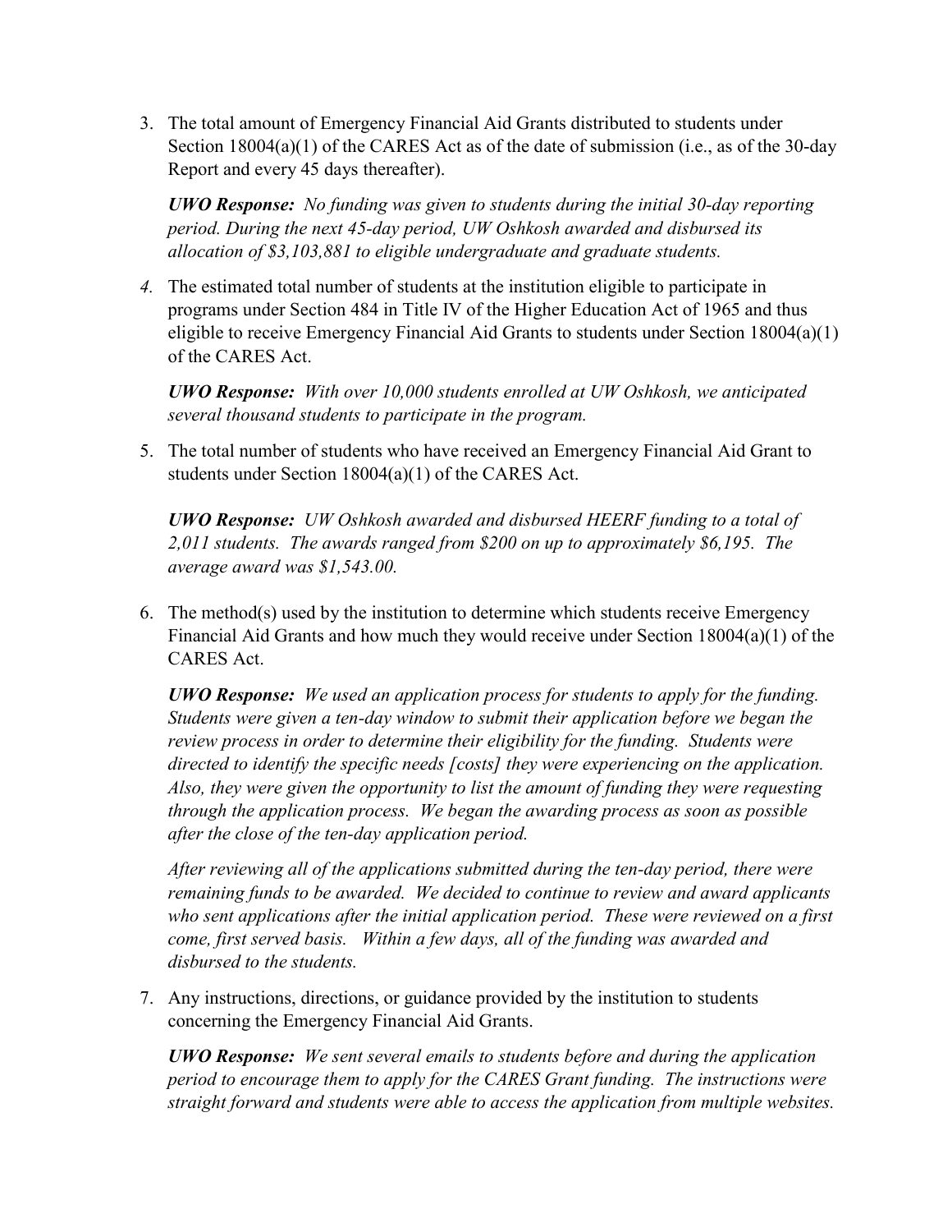3. The total amount of Emergency Financial Aid Grants distributed to students under Section 18004(a)(1) of the CARES Act as of the date of submission (i.e., as of the 30-day Report and every 45 days thereafter).

   ***UWO Response:*** *No funding was given to students during the initial 30-day reporting period. During the next 45-day period, UW Oshkosh awarded and disbursed its allocation of $3,103,881 to eligible undergraduate and graduate students.*

4. The estimated total number of students at the institution eligible to participate in programs under Section 484 in Title IV of the Higher Education Act of 1965 and thus eligible to receive Emergency Financial Aid Grants to students under Section 18004(a)(1) of the CARES Act.

   ***UWO Response:*** *With over 10,000 students enrolled at UW Oshkosh, we anticipated several thousand students to participate in the program.*

5. The total number of students who have received an Emergency Financial Aid Grant to students under Section 18004(a)(1) of the CARES Act.

   ***UWO Response:*** *UW Oshkosh awarded and disbursed HEERF funding to a total of 2,011 students. The awards ranged from $200 on up to approximately $6,195. The average award was $1,543.00.*

6. The method(s) used by the institution to determine which students receive Emergency Financial Aid Grants and how much they would receive under Section 18004(a)(1) of the CARES Act.

   ***UWO Response:*** *We used an application process for students to apply for the funding. Students were given a ten-day window to submit their application before we began the review process in order to determine their eligibility for the funding. Students were directed to identify the specific needs [costs] they were experiencing on the application. Also, they were given the opportunity to list the amount of funding they were requesting through the application process. We began the awarding process as soon as possible after the close of the ten-day application period.*

   *After reviewing all of the applications submitted during the ten-day period, there were remaining funds to be awarded. We decided to continue to review and award applicants who sent applications after the initial application period. These were reviewed on a first come, first served basis. Within a few days, all of the funding was awarded and disbursed to the students.*

7. Any instructions, directions, or guidance provided by the institution to students concerning the Emergency Financial Aid Grants.

   ***UWO Response:*** *We sent several emails to students before and during the application period to encourage them to apply for the CARES Grant funding. The instructions were straight forward and students were able to access the application from multiple websites.*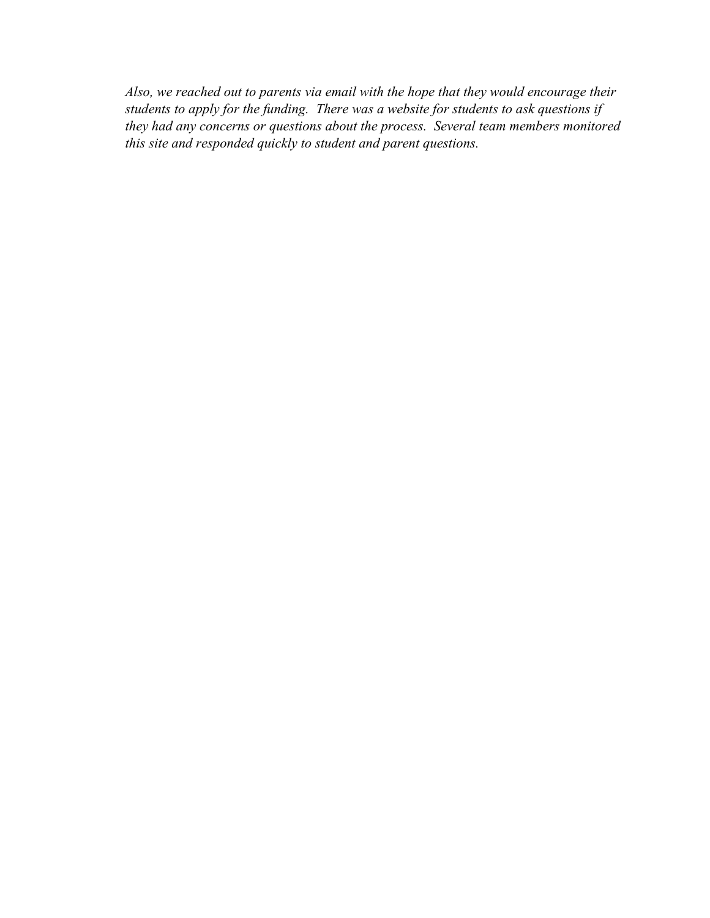*Also, we reached out to parents via email with the hope that they would encourage their students to apply for the funding. There was a website for students to ask questions if they had any concerns or questions about the process. Several team members monitored this site and responded quickly to student and parent questions.*